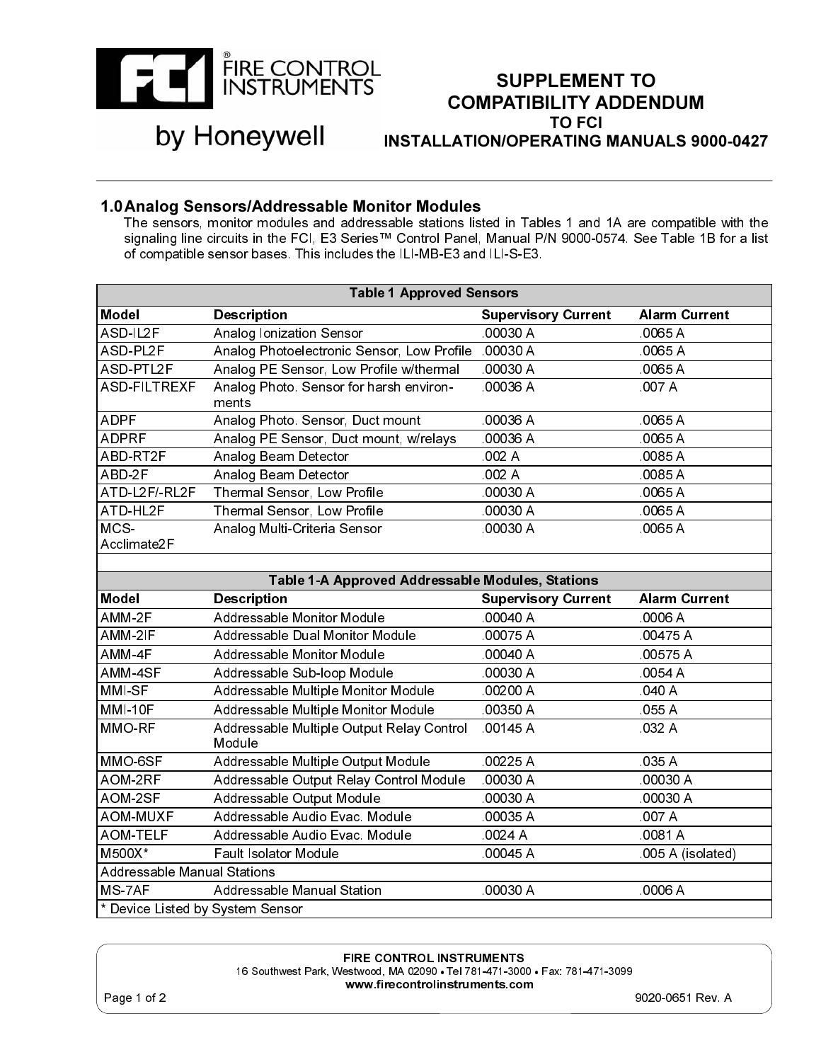# FIRE CONTROL INSTRUMENTS by Honeywell

## SUPPLEMENT TO COMPATIBILITY ADDENDUM TO FCI INSTALLATION/OPERATING MANUALS 9000-0427

## 1.0 Analog Sensors/Addressable Monitor Modules

The sensors, monitor modules and addressable stations listed in Tables 1 and 1A are compatible with the signaling line circuits in the FCI, E3 Series™ Control Panel, Manual P/N 9000-0574. See Table 1B for a list of compatible sensor bases. This includes the ILI-MB-E3 and ILI-S-E3.

| Table 1 Approved Sensors | | | |
|---|---|---|---|
| **Model** | **Description** | **Supervisory Current** | **Alarm Current** |
| ASD-IL2F | Analog Ionization Sensor | .00030 A | .0065 A |
| ASD-PL2F | Analog Photoelectronic Sensor, Low Profile | .00030 A | .0065 A |
| ASD-PTL2F | Analog PE Sensor, Low Profile w/thermal | .00030 A | .0065 A |
| ASD-FILTREXF | Analog Photo. Sensor for harsh environments | .00036 A | .007 A |
| ADPF | Analog Photo. Sensor, Duct mount | .00036 A | .0065 A |
| ADPRF | Analog PE Sensor, Duct mount, w/relays | .00036 A | .0065 A |
| ABD-RT2F | Analog Beam Detector | .002 A | .0085 A |
| ABD-2F | Analog Beam Detector | .002 A | .0085 A |
| ATD-L2F/-RL2F | Thermal Sensor, Low Profile | .00030 A | .0065 A |
| ATD-HL2F | Thermal Sensor, Low Profile | .00030 A | .0065 A |
| MCS-Acclimate2F | Analog Multi-Criteria Sensor | .00030 A | .0065 A |

| Table 1-A Approved Addressable Modules, Stations | | | |
|---|---|---|---|
| **Model** | **Description** | **Supervisory Current** | **Alarm Current** |
| AMM-2F | Addressable Monitor Module | .00040 A | .0006 A |
| AMM-2IF | Addressable Dual Monitor Module | .00075 A | .00475 A |
| AMM-4F | Addressable Monitor Module | .00040 A | .00575 A |
| AMM-4SF | Addressable Sub-loop Module | .00030 A | .0054 A |
| MMI-SF | Addressable Multiple Monitor Module | .00200 A | .040 A |
| MMI-10F | Addressable Multiple Monitor Module | .00350 A | .055 A |
| MMO-RF | Addressable Multiple Output Relay Control Module | .00145 A | .032 A |
| MMO-6SF | Addressable Multiple Output Module | .00225 A | .035 A |
| AOM-2RF | Addressable Output Relay Control Module | .00030 A | .00030 A |
| AOM-2SF | Addressable Output Module | .00030 A | .00030 A |
| AOM-MUXF | Addressable Audio Evac. Module | .00035 A | .007 A |
| AOM-TELF | Addressable Audio Evac. Module | .0024 A | .0081 A |
| M500X* | Fault Isolator Module | .00045 A | .005 A (isolated) |
| Addressable Manual Stations | | | |
| MS-7AF | Addressable Manual Station | .00030 A | .0006 A |
| * Device Listed by System Sensor | | | |

FIRE CONTROL INSTRUMENTS
16 Southwest Park, Westwood, MA 02090 • Tel 781-471-3000 • Fax: 781-471-3099
www.firecontrolinstruments.com

9020-0651 Rev. A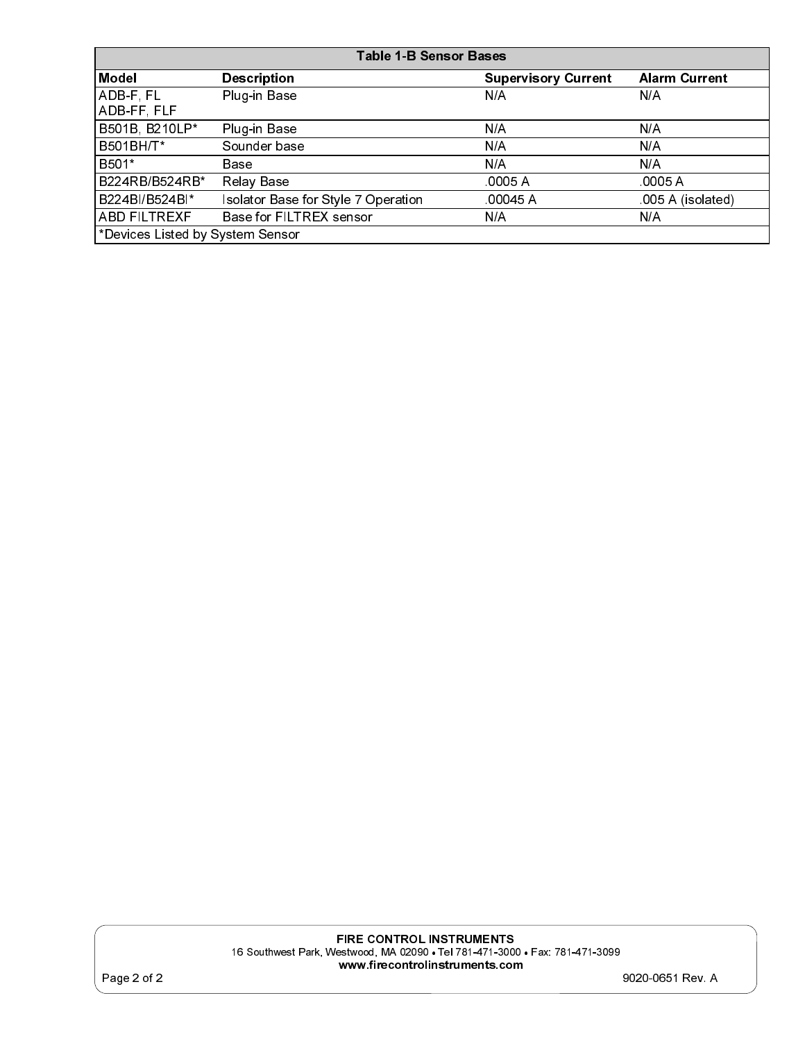| Table 1-B Sensor Bases | | | |
|---|---|---|---|
| **Model** | **Description** | **Supervisory Current** | **Alarm Current** |
| ADB-F, FL<br>ADB-FF, FLF | Plug-in Base | N/A | N/A |
| B501B, B210LP* | Plug-in Base | N/A | N/A |
| B501BH/T* | Sounder base | N/A | N/A |
| B501* | Base | N/A | N/A |
| B224RB/B524RB* | Relay Base | .0005 A | .0005 A |
| B224BI/B524BI* | Isolator Base for Style 7 Operation | .00045 A | .005 A (isolated) |
| ABD FILTREXF | Base for FILTREX sensor | N/A | N/A |
| *Devices Listed by System Sensor | | | |

**FIRE CONTROL INSTRUMENTS**
16 Southwest Park, Westwood, MA 02090 • Tel 781-471-3000 • Fax: 781-471-3099
**www.firecontrolinstruments.com**

9020-0651 Rev. A